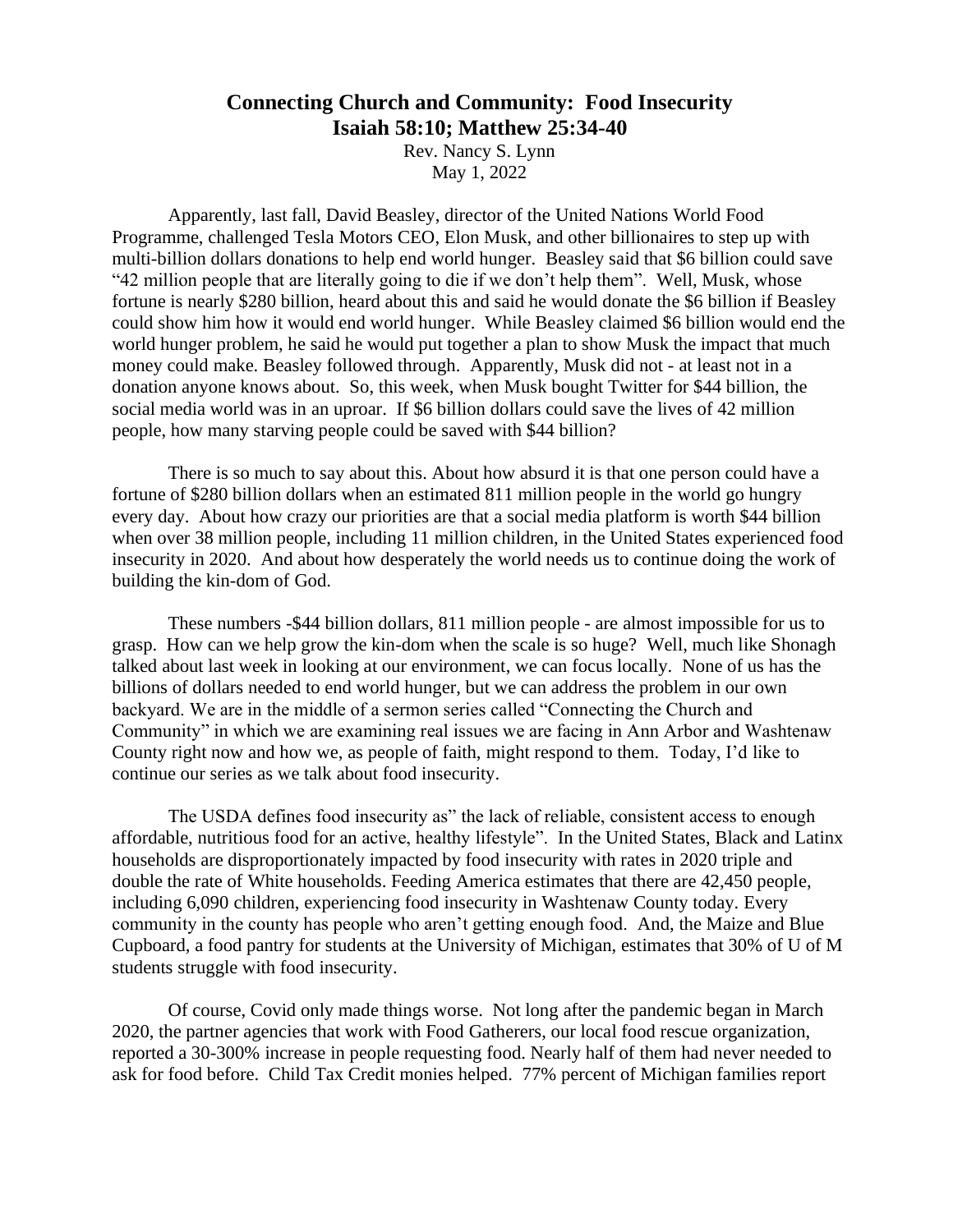# Connecting Church and Community: Food Insecurity

## Isaiah 58:10; Matthew 25:34-40

Rev. Nancy S. Lynn

May 1, 2022

Apparently, last fall, David Beasley, director of the United Nations World Food Programme, challenged Tesla Motors CEO, Elon Musk, and other billionaires to step up with multi-billion dollars donations to help end world hunger. Beasley said that $6 billion could save "42 million people that are literally going to die if we don't help them". Well, Musk, whose fortune is nearly $280 billion, heard about this and said he would donate the $6 billion if Beasley could show him how it would end world hunger. While Beasley claimed $6 billion would end the world hunger problem, he said he would put together a plan to show Musk the impact that much money could make. Beasley followed through. Apparently, Musk did not - at least not in a donation anyone knows about. So, this week, when Musk bought Twitter for $44 billion, the social media world was in an uproar. If $6 billion dollars could save the lives of 42 million people, how many starving people could be saved with $44 billion?

There is so much to say about this. About how absurd it is that one person could have a fortune of $280 billion dollars when an estimated 811 million people in the world go hungry every day. About how crazy our priorities are that a social media platform is worth $44 billion when over 38 million people, including 11 million children, in the United States experienced food insecurity in 2020. And about how desperately the world needs us to continue doing the work of building the kin-dom of God.

These numbers -$44 billion dollars, 811 million people - are almost impossible for us to grasp. How can we help grow the kin-dom when the scale is so huge? Well, much like Shonagh talked about last week in looking at our environment, we can focus locally. None of us has the billions of dollars needed to end world hunger, but we can address the problem in our own backyard. We are in the middle of a sermon series called "Connecting the Church and Community" in which we are examining real issues we are facing in Ann Arbor and Washtenaw County right now and how we, as people of faith, might respond to them. Today, I'd like to continue our series as we talk about food insecurity.

The USDA defines food insecurity as" the lack of reliable, consistent access to enough affordable, nutritious food for an active, healthy lifestyle". In the United States, Black and Latinx households are disproportionately impacted by food insecurity with rates in 2020 triple and double the rate of White households. Feeding America estimates that there are 42,450 people, including 6,090 children, experiencing food insecurity in Washtenaw County today. Every community in the county has people who aren't getting enough food. And, the Maize and Blue Cupboard, a food pantry for students at the University of Michigan, estimates that 30% of U of M students struggle with food insecurity.

Of course, Covid only made things worse. Not long after the pandemic began in March 2020, the partner agencies that work with Food Gatherers, our local food rescue organization, reported a 30-300% increase in people requesting food. Nearly half of them had never needed to ask for food before. Child Tax Credit monies helped. 77% percent of Michigan families report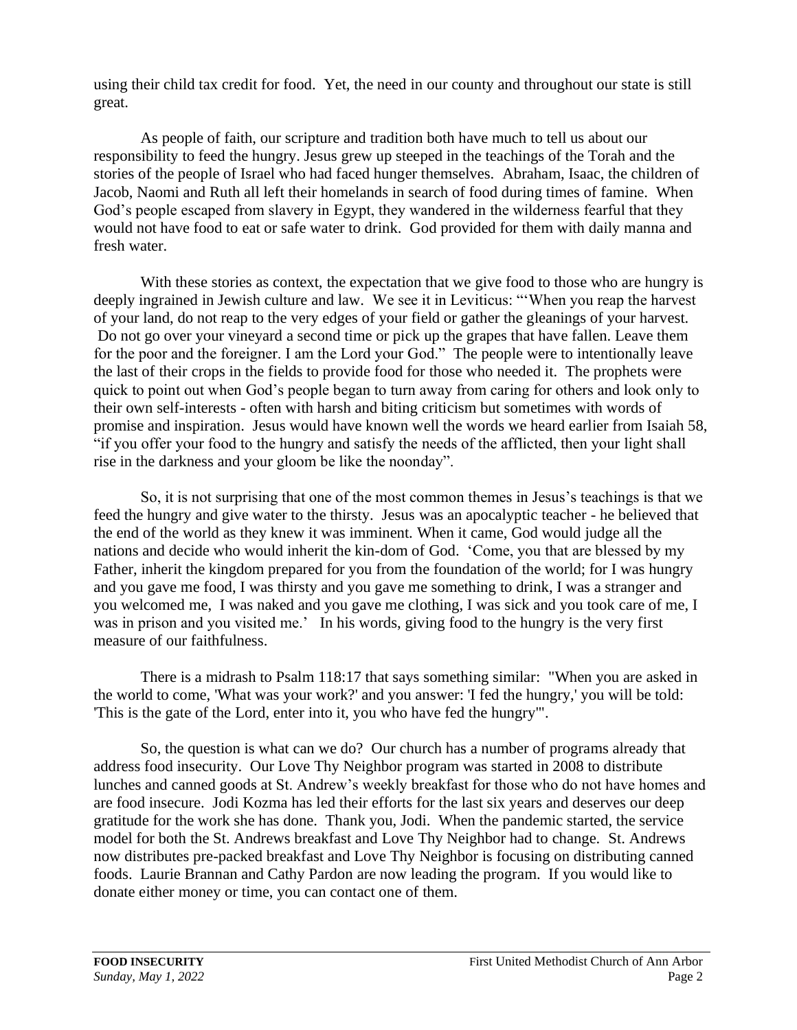using their child tax credit for food. Yet, the need in our county and throughout our state is still great.

As people of faith, our scripture and tradition both have much to tell us about our responsibility to feed the hungry. Jesus grew up steeped in the teachings of the Torah and the stories of the people of Israel who had faced hunger themselves. Abraham, Isaac, the children of Jacob, Naomi and Ruth all left their homelands in search of food during times of famine. When God's people escaped from slavery in Egypt, they wandered in the wilderness fearful that they would not have food to eat or safe water to drink. God provided for them with daily manna and fresh water.

With these stories as context, the expectation that we give food to those who are hungry is deeply ingrained in Jewish culture and law. We see it in Leviticus: "'When you reap the harvest of your land, do not reap to the very edges of your field or gather the gleanings of your harvest. Do not go over your vineyard a second time or pick up the grapes that have fallen. Leave them for the poor and the foreigner. I am the Lord your God." The people were to intentionally leave the last of their crops in the fields to provide food for those who needed it. The prophets were quick to point out when God's people began to turn away from caring for others and look only to their own self-interests - often with harsh and biting criticism but sometimes with words of promise and inspiration. Jesus would have known well the words we heard earlier from Isaiah 58, "if you offer your food to the hungry and satisfy the needs of the afflicted, then your light shall rise in the darkness and your gloom be like the noonday".

So, it is not surprising that one of the most common themes in Jesus's teachings is that we feed the hungry and give water to the thirsty. Jesus was an apocalyptic teacher - he believed that the end of the world as they knew it was imminent. When it came, God would judge all the nations and decide who would inherit the kin-dom of God. 'Come, you that are blessed by my Father, inherit the kingdom prepared for you from the foundation of the world; for I was hungry and you gave me food, I was thirsty and you gave me something to drink, I was a stranger and you welcomed me, I was naked and you gave me clothing, I was sick and you took care of me, I was in prison and you visited me.' In his words, giving food to the hungry is the very first measure of our faithfulness.

There is a midrash to Psalm 118:17 that says something similar: "When you are asked in the world to come, 'What was your work?' and you answer: 'I fed the hungry,' you will be told: 'This is the gate of the Lord, enter into it, you who have fed the hungry'".

So, the question is what can we do? Our church has a number of programs already that address food insecurity. Our Love Thy Neighbor program was started in 2008 to distribute lunches and canned goods at St. Andrew's weekly breakfast for those who do not have homes and are food insecure. Jodi Kozma has led their efforts for the last six years and deserves our deep gratitude for the work she has done. Thank you, Jodi. When the pandemic started, the service model for both the St. Andrews breakfast and Love Thy Neighbor had to change. St. Andrews now distributes pre-packed breakfast and Love Thy Neighbor is focusing on distributing canned foods. Laurie Brannan and Cathy Pardon are now leading the program. If you would like to donate either money or time, you can contact one of them.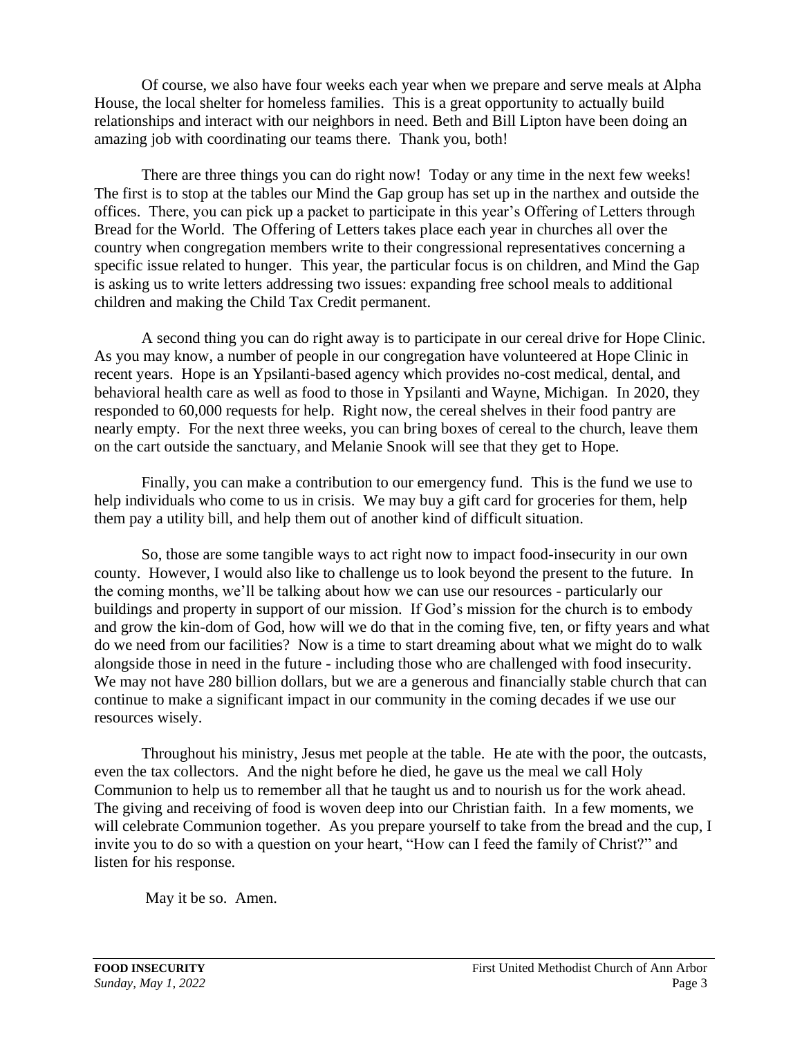Of course, we also have four weeks each year when we prepare and serve meals at Alpha House, the local shelter for homeless families. This is a great opportunity to actually build relationships and interact with our neighbors in need. Beth and Bill Lipton have been doing an amazing job with coordinating our teams there. Thank you, both!

There are three things you can do right now! Today or any time in the next few weeks! The first is to stop at the tables our Mind the Gap group has set up in the narthex and outside the offices. There, you can pick up a packet to participate in this year's Offering of Letters through Bread for the World. The Offering of Letters takes place each year in churches all over the country when congregation members write to their congressional representatives concerning a specific issue related to hunger. This year, the particular focus is on children, and Mind the Gap is asking us to write letters addressing two issues: expanding free school meals to additional children and making the Child Tax Credit permanent.

A second thing you can do right away is to participate in our cereal drive for Hope Clinic. As you may know, a number of people in our congregation have volunteered at Hope Clinic in recent years. Hope is an Ypsilanti-based agency which provides no-cost medical, dental, and behavioral health care as well as food to those in Ypsilanti and Wayne, Michigan. In 2020, they responded to 60,000 requests for help. Right now, the cereal shelves in their food pantry are nearly empty. For the next three weeks, you can bring boxes of cereal to the church, leave them on the cart outside the sanctuary, and Melanie Snook will see that they get to Hope.

Finally, you can make a contribution to our emergency fund. This is the fund we use to help individuals who come to us in crisis. We may buy a gift card for groceries for them, help them pay a utility bill, and help them out of another kind of difficult situation.

So, those are some tangible ways to act right now to impact food-insecurity in our own county. However, I would also like to challenge us to look beyond the present to the future. In the coming months, we'll be talking about how we can use our resources - particularly our buildings and property in support of our mission. If God's mission for the church is to embody and grow the kin-dom of God, how will we do that in the coming five, ten, or fifty years and what do we need from our facilities? Now is a time to start dreaming about what we might do to walk alongside those in need in the future - including those who are challenged with food insecurity. We may not have 280 billion dollars, but we are a generous and financially stable church that can continue to make a significant impact in our community in the coming decades if we use our resources wisely.

Throughout his ministry, Jesus met people at the table. He ate with the poor, the outcasts, even the tax collectors. And the night before he died, he gave us the meal we call Holy Communion to help us to remember all that he taught us and to nourish us for the work ahead. The giving and receiving of food is woven deep into our Christian faith. In a few moments, we will celebrate Communion together. As you prepare yourself to take from the bread and the cup, I invite you to do so with a question on your heart, "How can I feed the family of Christ?" and listen for his response.

May it be so. Amen.